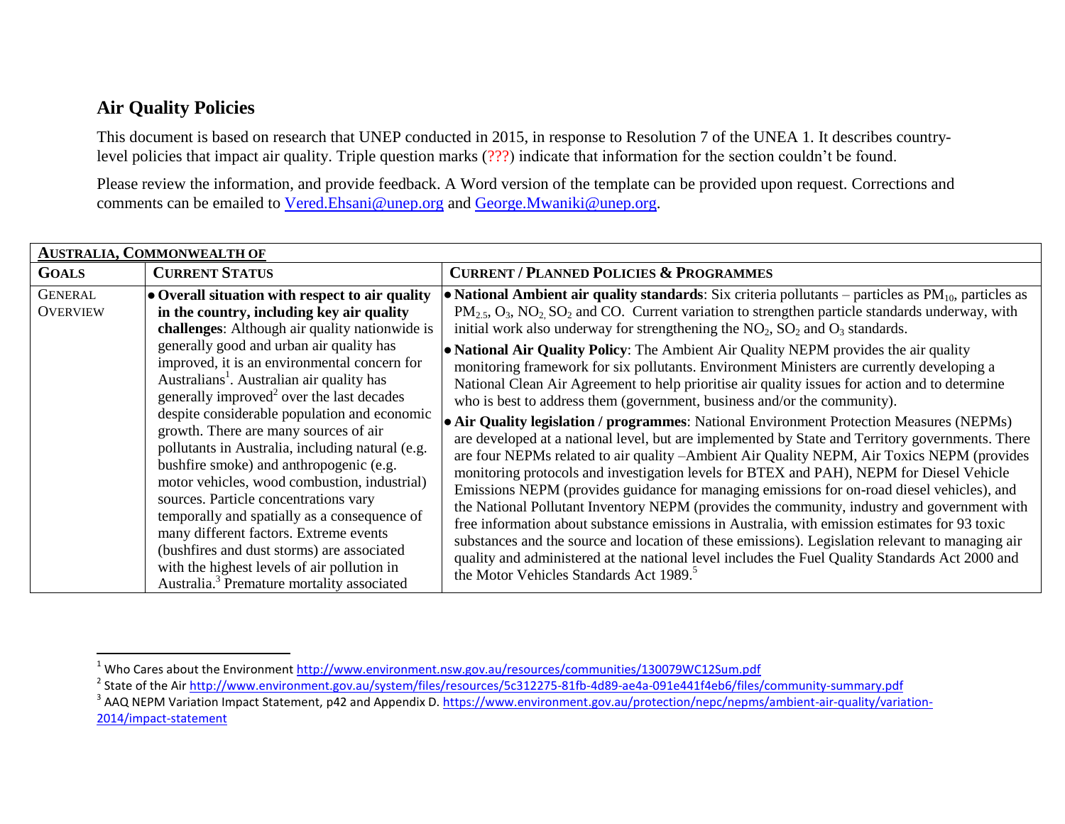## Air Quality Policies

This document is based on research that UNEP conducted in 2015, in response to Resolution 7 of the UNEA 1. It describes country-level policies that impact air quality. Triple question marks (???) indicate that information for the section couldn't be found.

Please review the information, and provide feedback. A Word version of the template can be provided upon request. Corrections and comments can be emailed to Vered.Ehsani@unep.org and George.Mwaniki@unep.org.

| AUSTRALIA, COMMONWEALTH OF | | |
|---|---|---|
| **GOALS** | **CURRENT STATUS** | **CURRENT / PLANNED POLICIES & PROGRAMMES** |
| GENERAL OVERVIEW | • **Overall situation with respect to air quality in the country, including key air quality challenges**: Although air quality nationwide is generally good and urban air quality has improved, it is an environmental concern for Australians[1]. Australian air quality has generally improved[2] over the last decades despite considerable population and economic growth. There are many sources of air pollutants in Australia, including natural (e.g. bushfire smoke) and anthropogenic (e.g. motor vehicles, wood combustion, industrial) sources. Particle concentrations vary temporally and spatially as a consequence of many different factors. Extreme events (bushfires and dust storms) are associated with the highest levels of air pollution in Australia.[3] Premature mortality associated | • **National Ambient air quality standards**: Six criteria pollutants – particles as $PM_{10}$, particles as $PM_{2.5}$, $O_3$, $NO_2$, $SO_2$ and CO. Current variation to strengthen particle standards underway, with initial work also underway for strengthening the $NO_2$, $SO_2$ and $O_3$ standards. <br> • **National Air Quality Policy**: The Ambient Air Quality NEPM provides the air quality monitoring framework for six pollutants. Environment Ministers are currently developing a National Clean Air Agreement to help prioritise air quality issues for action and to determine who is best to address them (government, business and/or the community). <br> • **Air Quality legislation / programmes**: National Environment Protection Measures (NEPMs) are developed at a national level, but are implemented by State and Territory governments. There are four NEPMs related to air quality –Ambient Air Quality NEPM, Air Toxics NEPM (provides monitoring protocols and investigation levels for BTEX and PAH), NEPM for Diesel Vehicle Emissions NEPM (provides guidance for managing emissions for on-road diesel vehicles), and the National Pollutant Inventory NEPM (provides the community, industry and government with free information about substance emissions in Australia, with emission estimates for 93 toxic substances and the source and location of these emissions). Legislation relevant to managing air quality and administered at the national level includes the Fuel Quality Standards Act 2000 and the Motor Vehicles Standards Act 1989.[5] |

[1] Who Cares about the Environment http://www.environment.nsw.gov.au/resources/communities/130079WC12Sum.pdf

[2] State of the Air http://www.environment.gov.au/system/files/resources/5c312275-81fb-4d89-ae4a-091e441f4eb6/files/community-summary.pdf

[3] AAQ NEPM Variation Impact Statement, p42 and Appendix D. https://www.environment.gov.au/protection/nepc/nepms/ambient-air-quality/variation-2014/impact-statement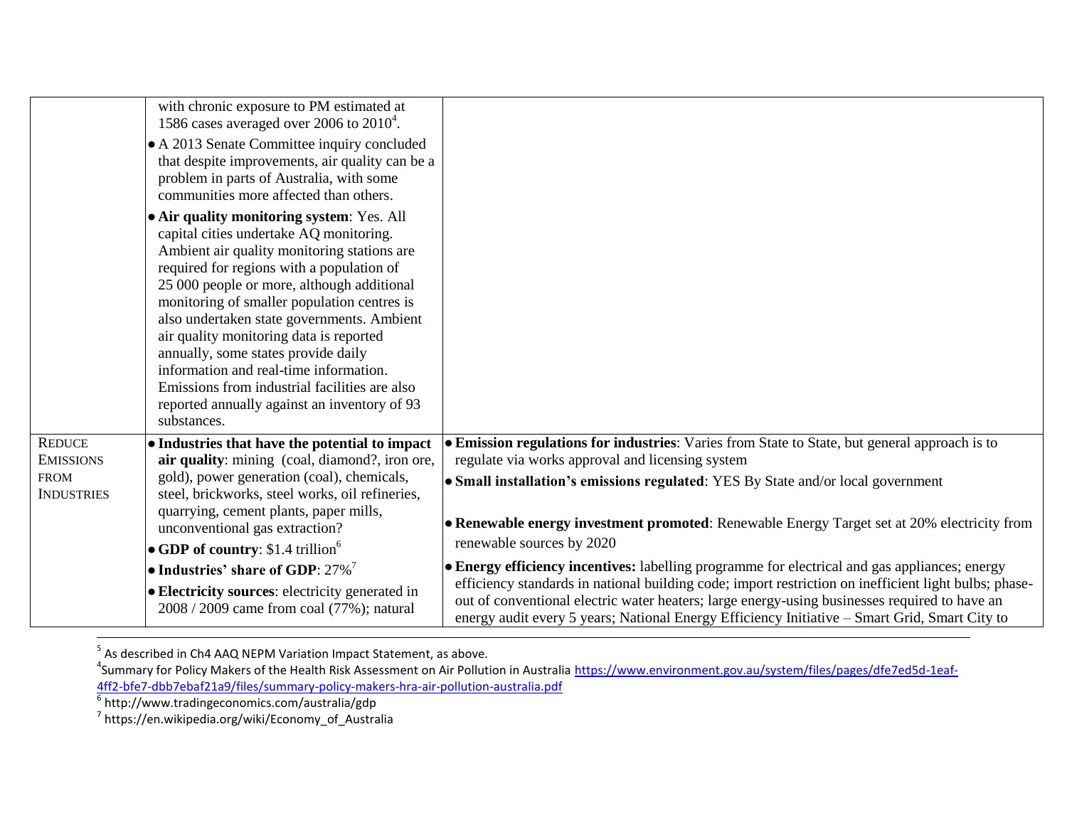| | | |
|---|---|---|
| | with chronic exposure to PM estimated at 1586 cases averaged over 2006 to 2010[4].<br>• A 2013 Senate Committee inquiry concluded that despite improvements, air quality can be a problem in parts of Australia, with some communities more affected than others.<br>• **Air quality monitoring system**: Yes. All capital cities undertake AQ monitoring. Ambient air quality monitoring stations are required for regions with a population of 25 000 people or more, although additional monitoring of smaller population centres is also undertaken state governments. Ambient air quality monitoring data is reported annually, some states provide daily information and real-time information. Emissions from industrial facilities are also reported annually against an inventory of 93 substances. | |
| REDUCE EMISSIONS FROM INDUSTRIES | • **Industries that have the potential to impact air quality**: mining (coal, diamond?, iron ore, gold), power generation (coal), chemicals, steel, brickworks, steel works, oil refineries, quarrying, cement plants, paper mills, unconventional gas extraction?<br>• **GDP of country**: $1.4 trillion[6]<br>• **Industries' share of GDP**: 27%[7]<br>• **Electricity sources**: electricity generated in 2008 / 2009 came from coal (77%); natural | • **Emission regulations for industries**: Varies from State to State, but general approach is to regulate via works approval and licensing system<br>• **Small installation's emissions regulated**: YES By State and/or local government<br>• **Renewable energy investment promoted**: Renewable Energy Target set at 20% electricity from renewable sources by 2020<br>• **Energy efficiency incentives:** labelling programme for electrical and gas appliances; energy efficiency standards in national building code; import restriction on inefficient light bulbs; phase-out of conventional electric water heaters; large energy-using businesses required to have an energy audit every 5 years; National Energy Efficiency Initiative – Smart Grid, Smart City to |

[5] As described in Ch4 AAQ NEPM Variation Impact Statement, as above.

[4] Summary for Policy Makers of the Health Risk Assessment on Air Pollution in Australia https://www.environment.gov.au/system/files/pages/dfe7ed5d-1eaf-4ff2-bfe7-dbb7ebaf21a9/files/summary-policy-makers-hra-air-pollution-australia.pdf

[6] http://www.tradingeconomics.com/australia/gdp

[7] https://en.wikipedia.org/wiki/Economy_of_Australia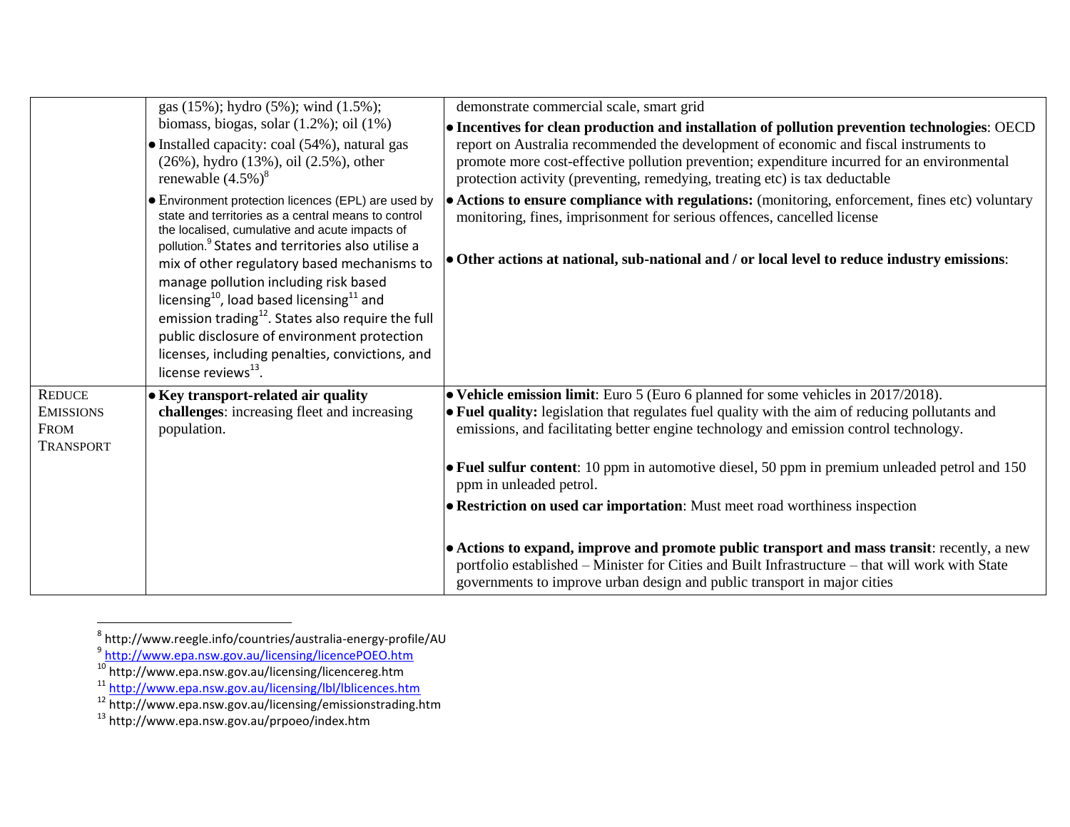| | | |
|---|---|---|
| | gas (15%); hydro (5%); wind (1.5%); biomass, biogas, solar (1.2%); oil (1%)<br>• Installed capacity: coal (54%), natural gas (26%), hydro (13%), oil (2.5%), other renewable (4.5%)[8]<br>• Environment protection licences (EPL) are used by state and territories as a central means to control the localised, cumulative and acute impacts of pollution.[9] States and territories also utilise a mix of other regulatory based mechanisms to manage pollution including risk based licensing[10], load based licensing[11] and emission trading[12]. States also require the full public disclosure of environment protection licenses, including penalties, convictions, and license reviews[13]. | demonstrate commercial scale, smart grid<br>• **Incentives for clean production and installation of pollution prevention technologies**: OECD report on Australia recommended the development of economic and fiscal instruments to promote more cost-effective pollution prevention; expenditure incurred for an environmental protection activity (preventing, remedying, treating etc) is tax deductable<br>• **Actions to ensure compliance with regulations:** (monitoring, enforcement, fines etc) voluntary monitoring, fines, imprisonment for serious offences, cancelled license<br>• **Other actions at national, sub-national and / or local level to reduce industry emissions**: |
| REDUCE EMISSIONS FROM TRANSPORT | • **Key transport-related air quality challenges**: increasing fleet and increasing population. | • **Vehicle emission limit**: Euro 5 (Euro 6 planned for some vehicles in 2017/2018).<br>• **Fuel quality:** legislation that regulates fuel quality with the aim of reducing pollutants and emissions, and facilitating better engine technology and emission control technology.<br>• **Fuel sulfur content**: 10 ppm in automotive diesel, 50 ppm in premium unleaded petrol and 150 ppm in unleaded petrol.<br>• **Restriction on used car importation**: Must meet road worthiness inspection<br>• **Actions to expand, improve and promote public transport and mass transit**: recently, a new portfolio established – Minister for Cities and Built Infrastructure – that will work with State governments to improve urban design and public transport in major cities |

[8] http://www.reegle.info/countries/australia-energy-profile/AU
[9] http://www.epa.nsw.gov.au/licensing/licencePOEO.htm
[10] http://www.epa.nsw.gov.au/licensing/licencereg.htm
[11] http://www.epa.nsw.gov.au/licensing/lbl/lblicences.htm
[12] http://www.epa.nsw.gov.au/licensing/emissionstrading.htm
[13] http://www.epa.nsw.gov.au/prpoeo/index.htm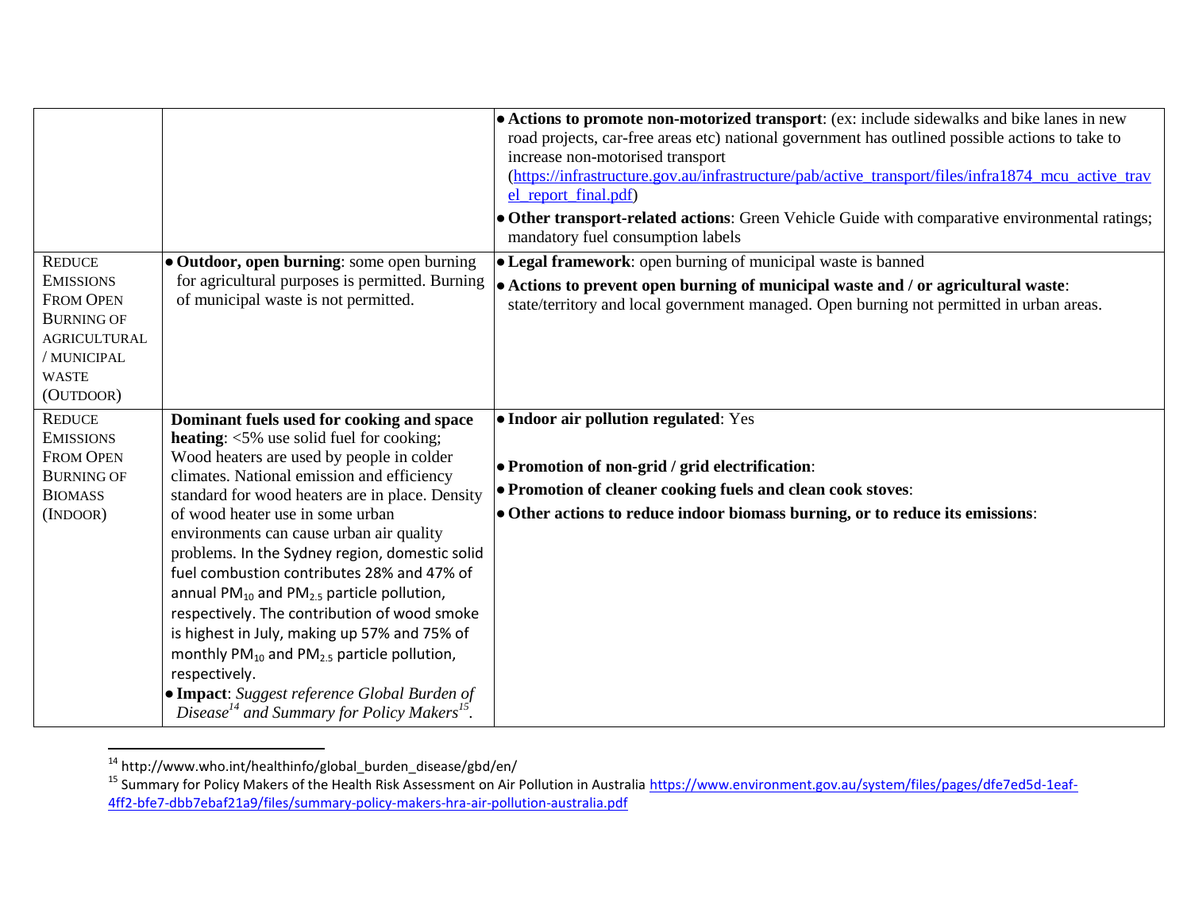| | | |
|---|---|---|
| | | • **Actions to promote non-motorized transport**: (ex: include sidewalks and bike lanes in new road projects, car-free areas etc) national government has outlined possible actions to take to increase non-motorised transport (https://infrastructure.gov.au/infrastructure/pab/active_transport/files/infra1874_mcu_active_travel_report_final.pdf)<br>• **Other transport-related actions**: Green Vehicle Guide with comparative environmental ratings; mandatory fuel consumption labels |
| REDUCE EMISSIONS FROM OPEN BURNING OF AGRICULTURAL / MUNICIPAL WASTE (OUTDOOR) | • **Outdoor, open burning**: some open burning for agricultural purposes is permitted. Burning of municipal waste is not permitted. | • **Legal framework**: open burning of municipal waste is banned<br>• **Actions to prevent open burning of municipal waste and / or agricultural waste**: state/territory and local government managed. Open burning not permitted in urban areas. |
| REDUCE EMISSIONS FROM OPEN BURNING OF BIOMASS (INDOOR) | **Dominant fuels used for cooking and space heating**: <5% use solid fuel for cooking; Wood heaters are used by people in colder climates. National emission and efficiency standard for wood heaters are in place. Density of wood heater use in some urban environments can cause urban air quality problems. In the Sydney region, domestic solid fuel combustion contributes 28% and 47% of annual $PM_{10}$ and $PM_{2.5}$ particle pollution, respectively. The contribution of wood smoke is highest in July, making up 57% and 75% of monthly $PM_{10}$ and $PM_{2.5}$ particle pollution, respectively.<br>• **Impact**: *Suggest reference Global Burden of Disease[14] and Summary for Policy Makers[15].* | • **Indoor air pollution regulated**: Yes<br>• **Promotion of non-grid / grid electrification**:<br>• **Promotion of cleaner cooking fuels and clean cook stoves**:<br>• **Other actions to reduce indoor biomass burning, or to reduce its emissions**: |

[14] http://www.who.int/healthinfo/global_burden_disease/gbd/en/

[15] Summary for Policy Makers of the Health Risk Assessment on Air Pollution in Australia https://www.environment.gov.au/system/files/pages/dfe7ed5d-1eaf-4ff2-bfe7-dbb7ebaf21a9/files/summary-policy-makers-hra-air-pollution-australia.pdf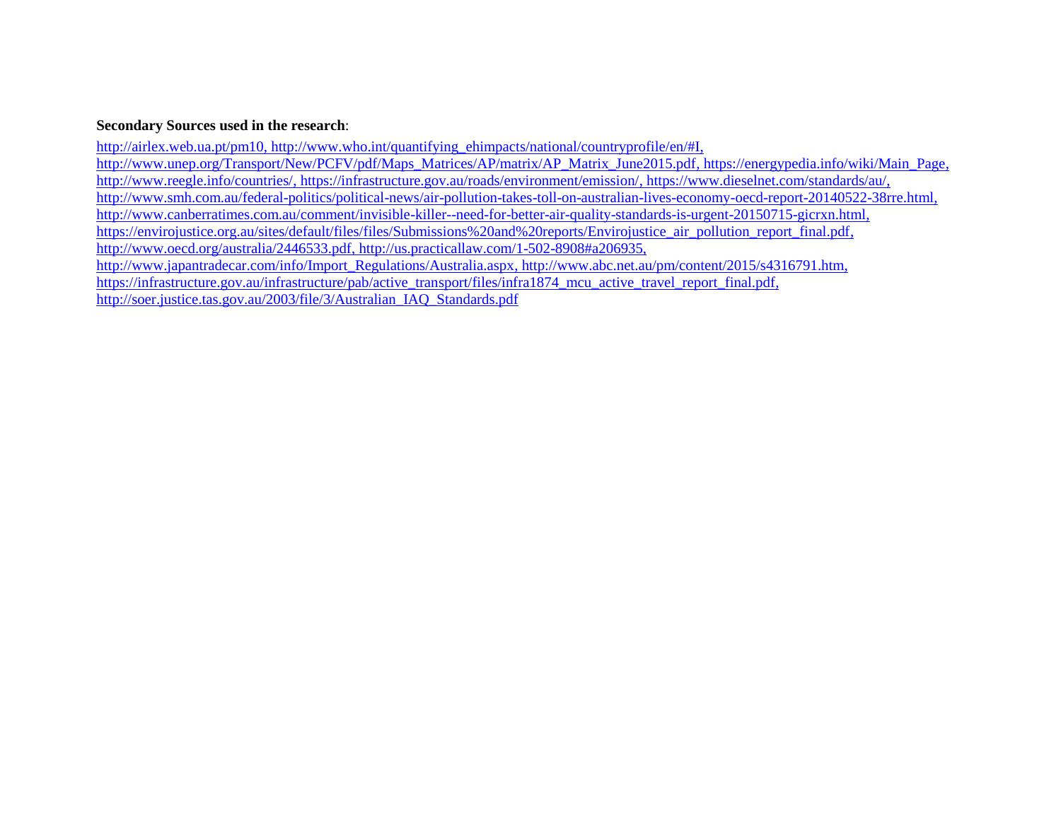**Secondary Sources used in the research**:

http://airlex.web.ua.pt/pm10, http://www.who.int/quantifying_ehimpacts/national/countryprofile/en/#I,
http://www.unep.org/Transport/New/PCFV/pdf/Maps_Matrices/AP/matrix/AP_Matrix_June2015.pdf, https://energypedia.info/wiki/Main_Page,
http://www.reegle.info/countries/, https://infrastructure.gov.au/roads/environment/emission/, https://www.dieselnet.com/standards/au/,
http://www.smh.com.au/federal-politics/political-news/air-pollution-takes-toll-on-australian-lives-economy-oecd-report-20140522-38rre.html,
http://www.canberratimes.com.au/comment/invisible-killer--need-for-better-air-quality-standards-is-urgent-20150715-gicrxn.html,
https://envirojustice.org.au/sites/default/files/files/Submissions%20and%20reports/Envirojustice_air_pollution_report_final.pdf,
http://www.oecd.org/australia/2446533.pdf, http://us.practicallaw.com/1-502-8908#a206935,
http://www.japantradecar.com/info/Import_Regulations/Australia.aspx, http://www.abc.net.au/pm/content/2015/s4316791.htm,
https://infrastructure.gov.au/infrastructure/pab/active_transport/files/infra1874_mcu_active_travel_report_final.pdf,
http://soer.justice.tas.gov.au/2003/file/3/Australian_IAQ_Standards.pdf